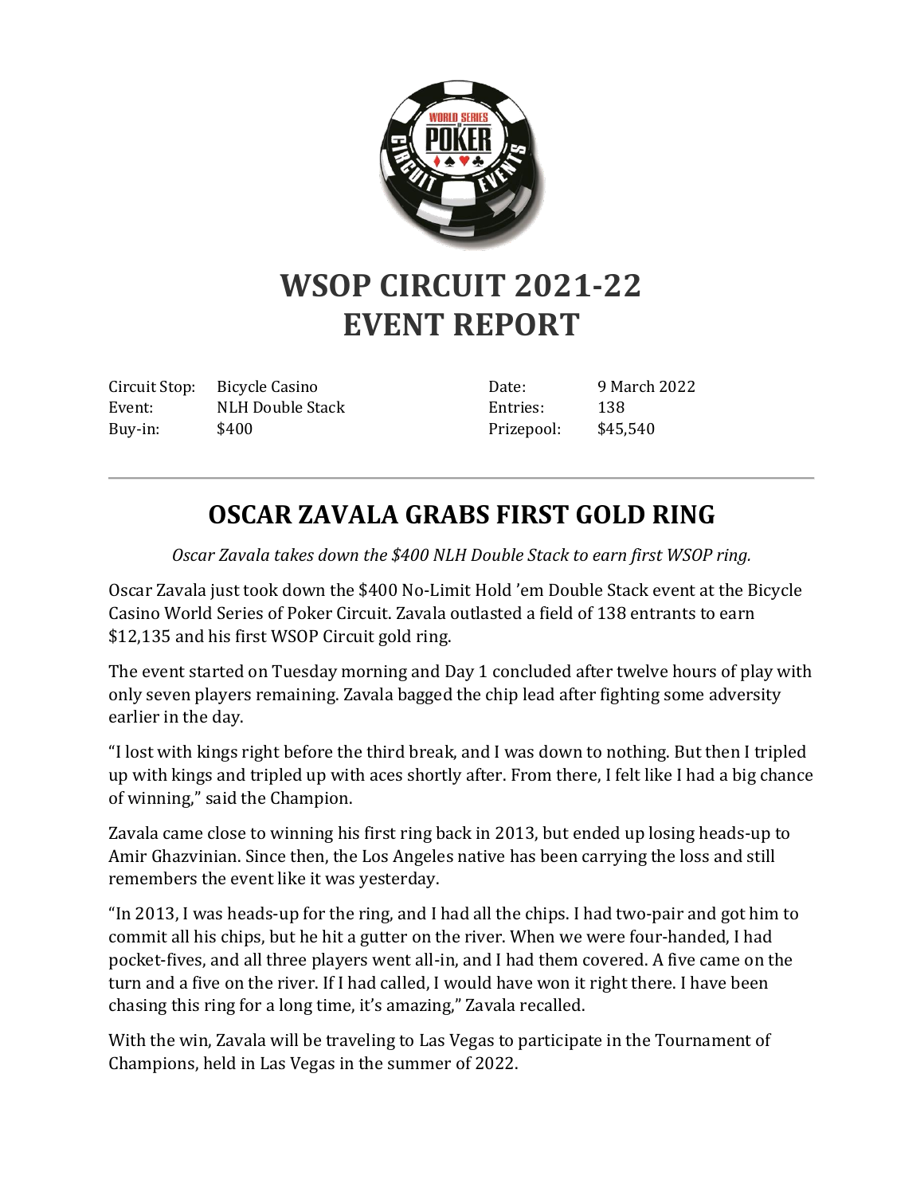# WSOP CIRCUIT 2021-22
# EVENT REPORT

| | | | |
|---|---|---|---|
| Circuit Stop: | Bicycle Casino | Date: | 9 March 2022 |
| Event: | NLH Double Stack | Entries: | 138 |
| Buy-in: | $400 | Prizepool: | $45,540 |

---

## OSCAR ZAVALA GRABS FIRST GOLD RING

*Oscar Zavala takes down the $400 NLH Double Stack to earn first WSOP ring.*

Oscar Zavala just took down the $400 No-Limit Hold 'em Double Stack event at the Bicycle Casino World Series of Poker Circuit. Zavala outlasted a field of 138 entrants to earn $12,135 and his first WSOP Circuit gold ring.

The event started on Tuesday morning and Day 1 concluded after twelve hours of play with only seven players remaining. Zavala bagged the chip lead after fighting some adversity earlier in the day.

"I lost with kings right before the third break, and I was down to nothing. But then I tripled up with kings and tripled up with aces shortly after. From there, I felt like I had a big chance of winning," said the Champion.

Zavala came close to winning his first ring back in 2013, but ended up losing heads-up to Amir Ghazvinian. Since then, the Los Angeles native has been carrying the loss and still remembers the event like it was yesterday.

"In 2013, I was heads-up for the ring, and I had all the chips. I had two-pair and got him to commit all his chips, but he hit a gutter on the river. When we were four-handed, I had pocket-fives, and all three players went all-in, and I had them covered. A five came on the turn and a five on the river. If I had called, I would have won it right there. I have been chasing this ring for a long time, it's amazing," Zavala recalled.

With the win, Zavala will be traveling to Las Vegas to participate in the Tournament of Champions, held in Las Vegas in the summer of 2022.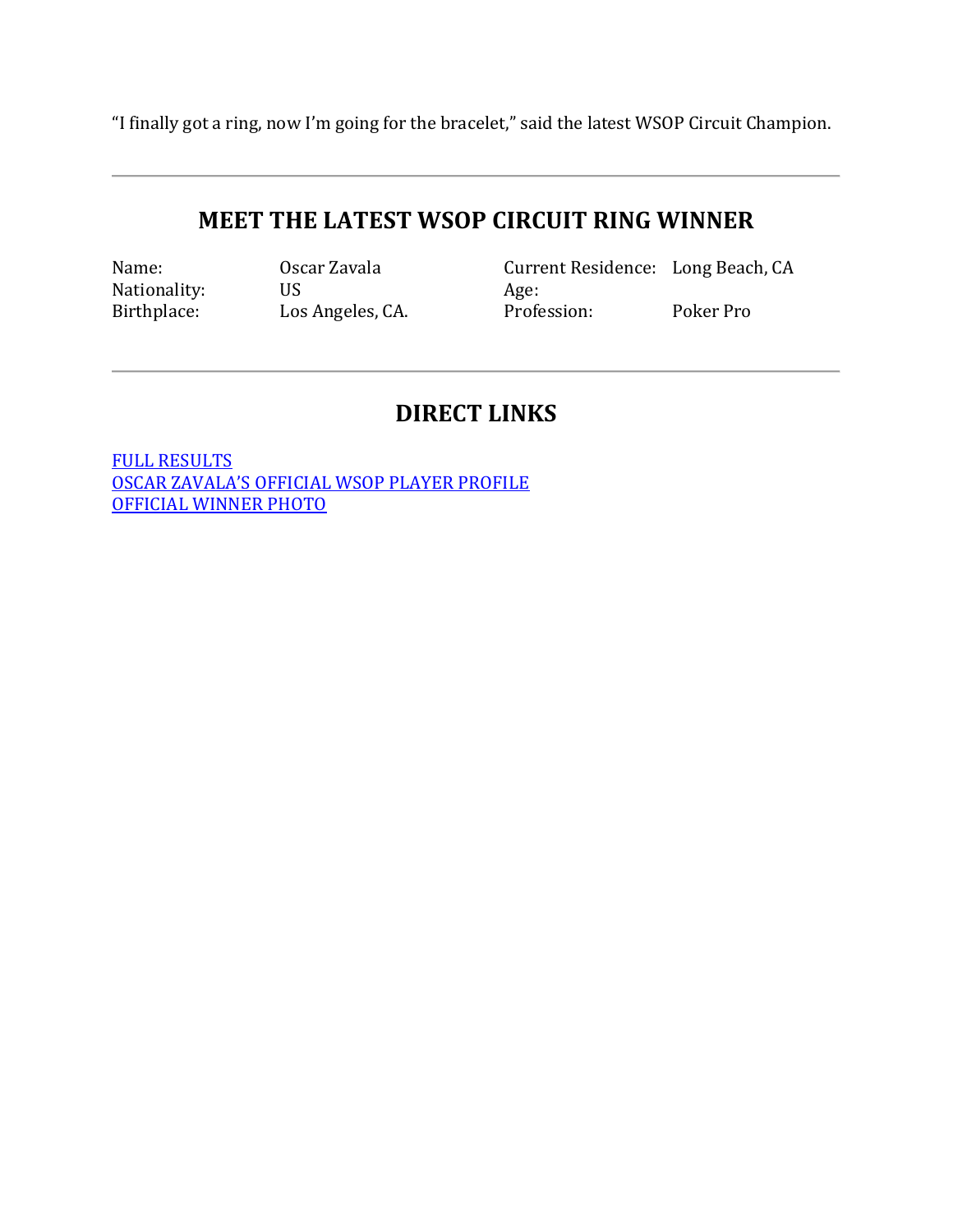"I finally got a ring, now I'm going for the bracelet," said the latest WSOP Circuit Champion.

---

## MEET THE LATEST WSOP CIRCUIT RING WINNER

| | | | |
|---|---|---|---|
| Name: | Oscar Zavala | Current Residence: | Long Beach, CA |
| Nationality: | US | Age: | |
| Birthplace: | Los Angeles, CA. | Profession: | Poker Pro |

---

## DIRECT LINKS

FULL RESULTS
OSCAR ZAVALA'S OFFICIAL WSOP PLAYER PROFILE
OFFICIAL WINNER PHOTO